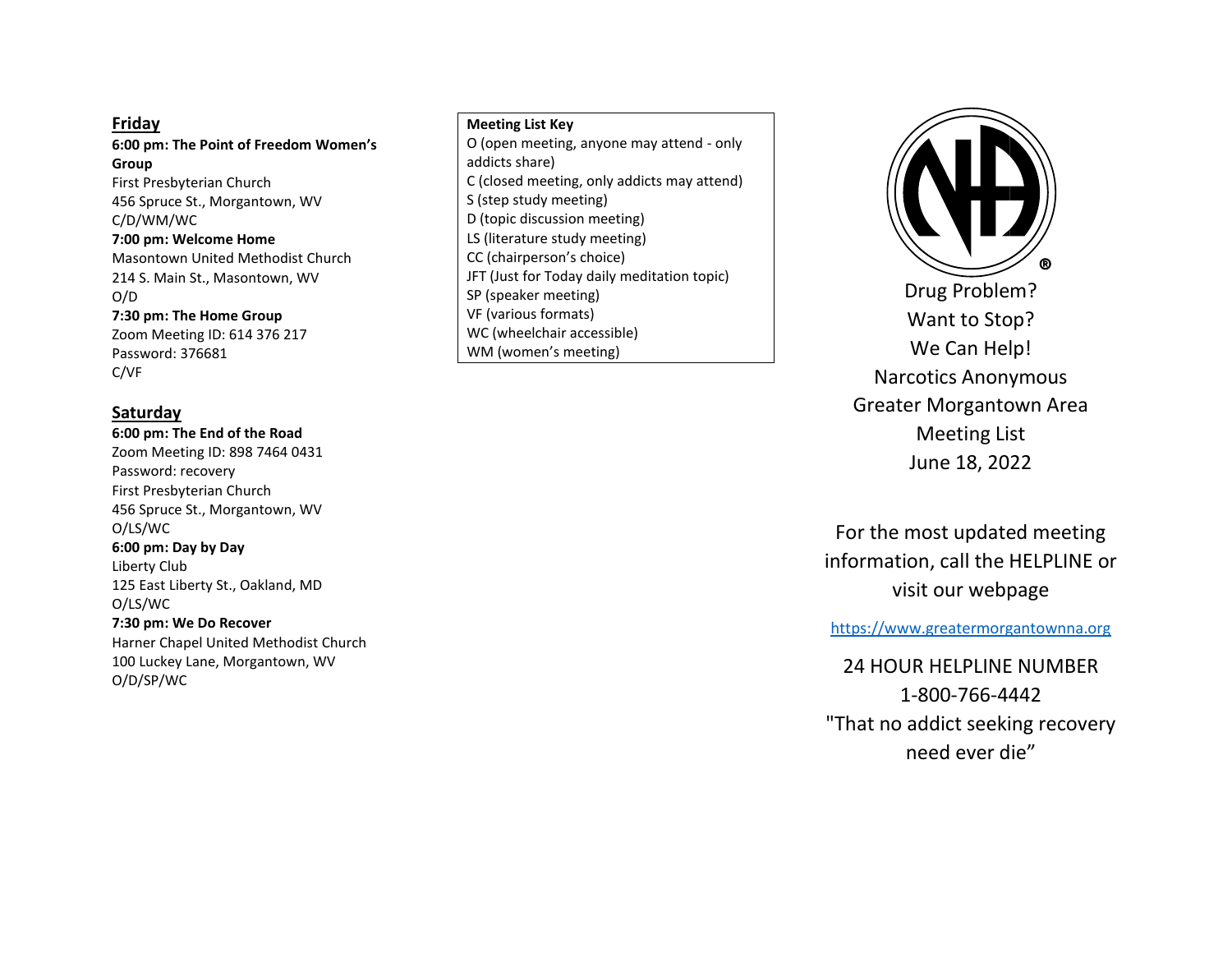## Friday

**6:00 pm: The Point of Freedom Women's Group**
First Presbyterian Church
456 Spruce St., Morgantown, WV
C/D/WM/WC

**7:00 pm: Welcome Home**
Masontown United Methodist Church
214 S. Main St., Masontown, WV
O/D

**7:30 pm: The Home Group**
Zoom Meeting ID: 614 376 217
Password: 376681
C/VF

## Saturday

**6:00 pm: The End of the Road**
Zoom Meeting ID: 898 7464 0431
Password: recovery
First Presbyterian Church
456 Spruce St., Morgantown, WV
O/LS/WC

**6:00 pm: Day by Day**
Liberty Club
125 East Liberty St., Oakland, MD
O/LS/WC

**7:30 pm: We Do Recover**
Harner Chapel United Methodist Church
100 Luckey Lane, Morgantown, WV
O/D/SP/WC

**Meeting List Key**
O (open meeting, anyone may attend - only addicts share)
C (closed meeting, only addicts may attend)
S (step study meeting)
D (topic discussion meeting)
LS (literature study meeting)
CC (chairperson's choice)
JFT (Just for Today daily meditation topic)
SP (speaker meeting)
VF (various formats)
WC (wheelchair accessible)
WM (women's meeting)

Drug Problem?
Want to Stop?
We Can Help!
Narcotics Anonymous
Greater Morgantown Area
Meeting List
June 18, 2022

For the most updated meeting information, call the HELPLINE or visit our webpage

https://www.greatermorgantownna.org

24 HOUR HELPLINE NUMBER
1-800-766-4442
"That no addict seeking recovery need ever die"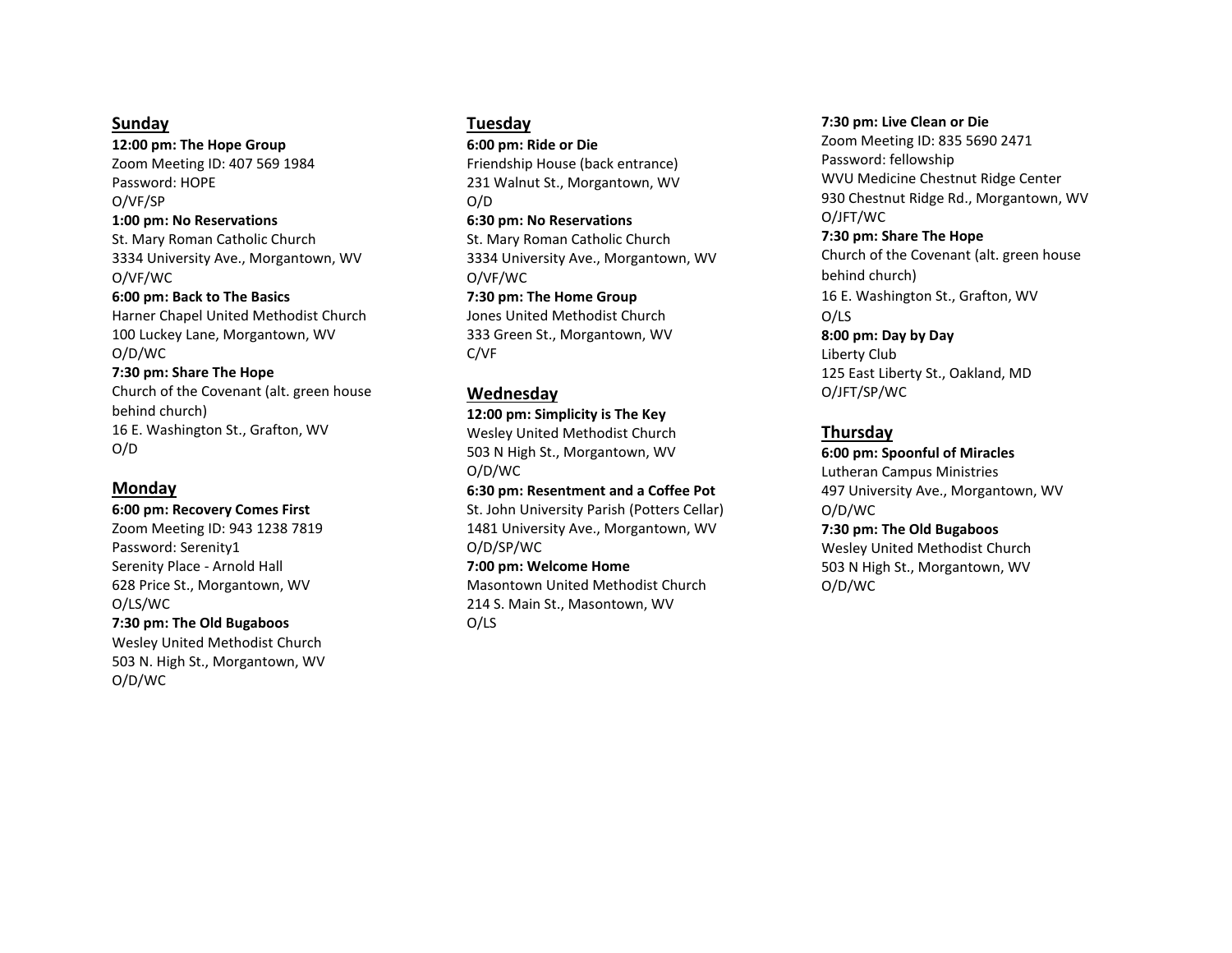## Sunday

**12:00 pm: The Hope Group**
Zoom Meeting ID: 407 569 1984
Password: HOPE
O/VF/SP

**1:00 pm: No Reservations**
St. Mary Roman Catholic Church
3334 University Ave., Morgantown, WV
O/VF/WC

**6:00 pm: Back to The Basics**
Harner Chapel United Methodist Church
100 Luckey Lane, Morgantown, WV
O/D/WC

**7:30 pm: Share The Hope**
Church of the Covenant (alt. green house behind church)
16 E. Washington St., Grafton, WV
O/D

## Monday

**6:00 pm: Recovery Comes First**
Zoom Meeting ID: 943 1238 7819
Password: Serenity1
Serenity Place - Arnold Hall
628 Price St., Morgantown, WV
O/LS/WC

**7:30 pm: The Old Bugaboos**
Wesley United Methodist Church
503 N. High St., Morgantown, WV
O/D/WC

## Tuesday

**6:00 pm: Ride or Die**
Friendship House (back entrance)
231 Walnut St., Morgantown, WV
O/D

**6:30 pm: No Reservations**
St. Mary Roman Catholic Church
3334 University Ave., Morgantown, WV
O/VF/WC

**7:30 pm: The Home Group**
Jones United Methodist Church
333 Green St., Morgantown, WV
C/VF

## Wednesday

**12:00 pm: Simplicity is The Key**
Wesley United Methodist Church
503 N High St., Morgantown, WV
O/D/WC

**6:30 pm: Resentment and a Coffee Pot**
St. John University Parish (Potters Cellar)
1481 University Ave., Morgantown, WV
O/D/SP/WC

**7:00 pm: Welcome Home**
Masontown United Methodist Church
214 S. Main St., Masontown, WV
O/LS

**7:30 pm: Live Clean or Die**
Zoom Meeting ID: 835 5690 2471
Password: fellowship
WVU Medicine Chestnut Ridge Center
930 Chestnut Ridge Rd., Morgantown, WV
O/JFT/WC

**7:30 pm: Share The Hope**
Church of the Covenant (alt. green house behind church)
16 E. Washington St., Grafton, WV
O/LS

**8:00 pm: Day by Day**
Liberty Club
125 East Liberty St., Oakland, MD
O/JFT/SP/WC

## Thursday

**6:00 pm: Spoonful of Miracles**
Lutheran Campus Ministries
497 University Ave., Morgantown, WV
O/D/WC

**7:30 pm: The Old Bugaboos**
Wesley United Methodist Church
503 N High St., Morgantown, WV
O/D/WC